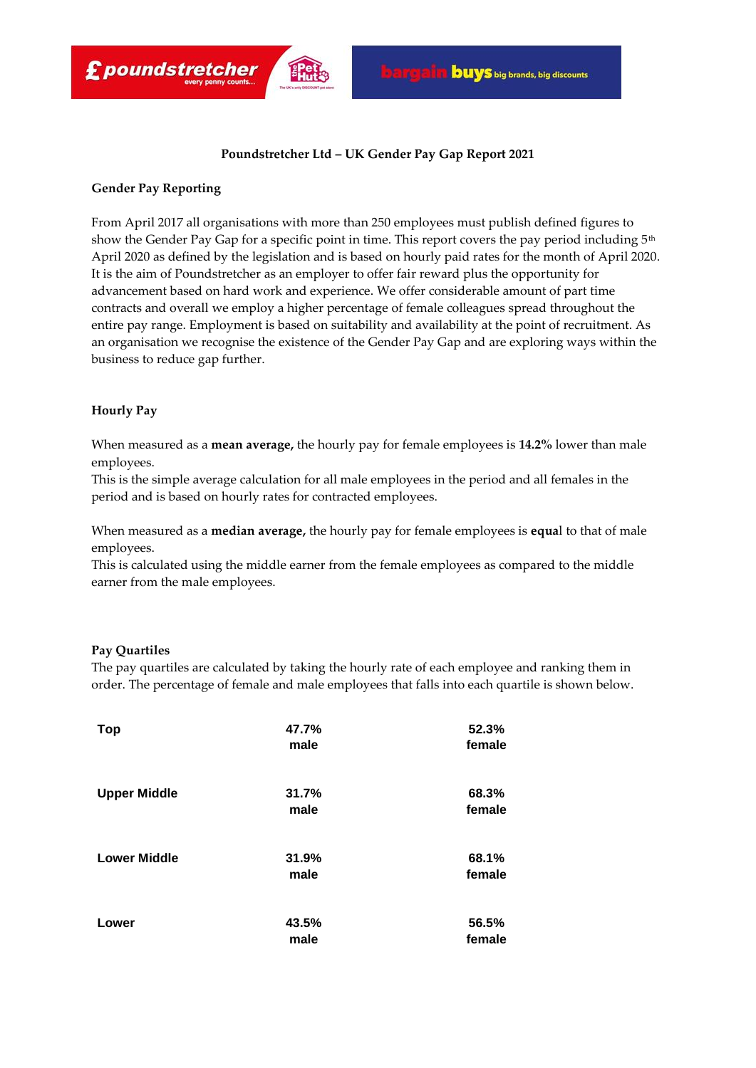**Poundstretcher Ltd – UK Gender Pay Gap Report 2021**

**Gender Pay Reporting**

From April 2017 all organisations with more than 250 employees must publish defined figures to show the Gender Pay Gap for a specific point in time. This report covers the pay period including 5th April 2020 as defined by the legislation and is based on hourly paid rates for the month of April 2020. It is the aim of Poundstretcher as an employer to offer fair reward plus the opportunity for advancement based on hard work and experience. We offer considerable amount of part time contracts and overall we employ a higher percentage of female colleagues spread throughout the entire pay range. Employment is based on suitability and availability at the point of recruitment. As an organisation we recognise the existence of the Gender Pay Gap and are exploring ways within the business to reduce gap further.

**Hourly Pay**

When measured as a **mean average,** the hourly pay for female employees is **14.2%** lower than male employees.
This is the simple average calculation for all male employees in the period and all females in the period and is based on hourly rates for contracted employees.

When measured as a **median average,** the hourly pay for female employees is **equal** to that of male employees.
This is calculated using the middle earner from the female employees as compared to the middle earner from the male employees.

**Pay Quartiles**
The pay quartiles are calculated by taking the hourly rate of each employee and ranking them in order. The percentage of female and male employees that falls into each quartile is shown below.

| Quartile | Male | Female |
|---|---|---|
| **Top** | **47.7% male** | **52.3% female** |
| **Upper Middle** | **31.7% male** | **68.3% female** |
| **Lower Middle** | **31.9% male** | **68.1% female** |
| **Lower** | **43.5% male** | **56.5% female** |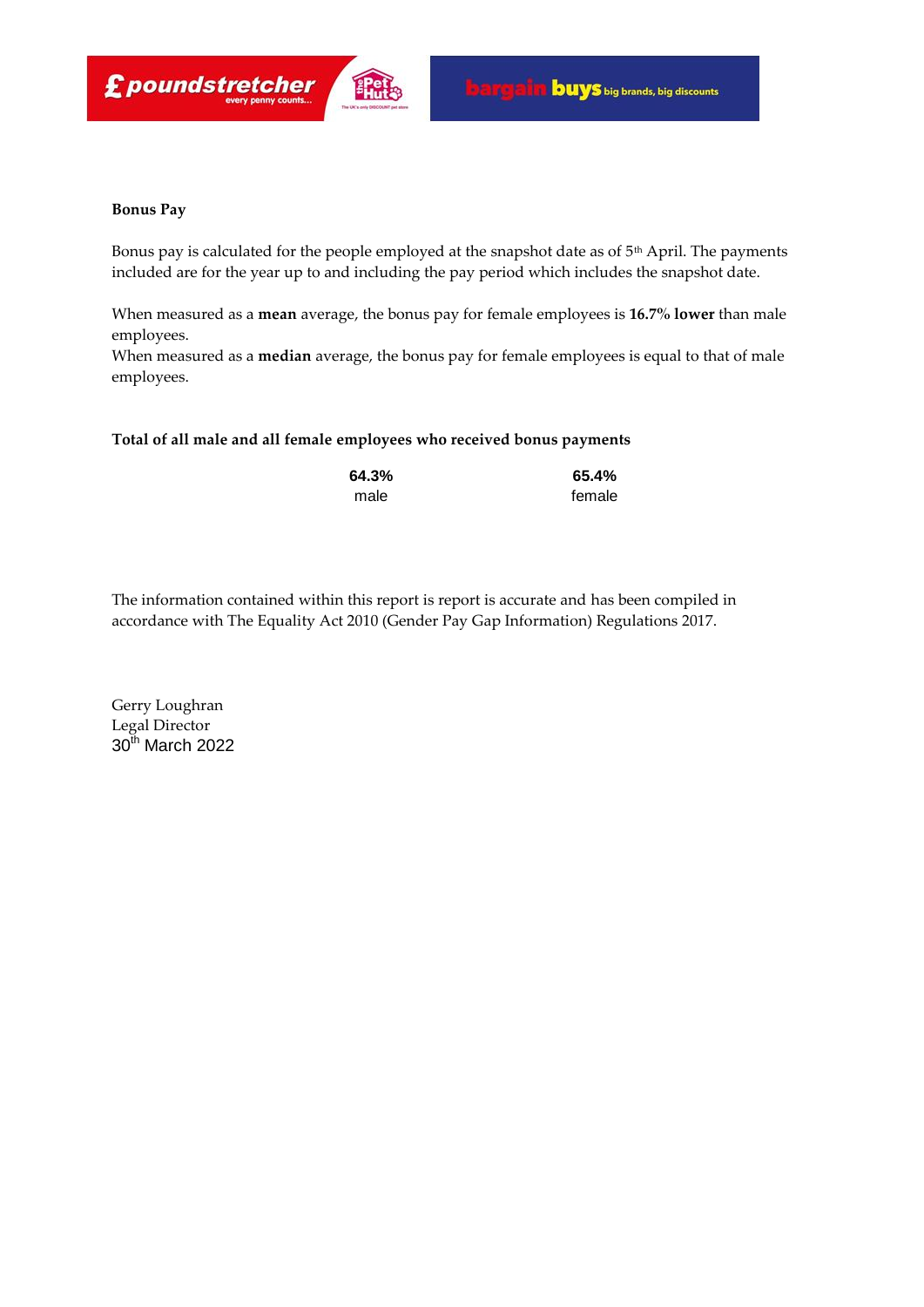**Bonus Pay**

Bonus pay is calculated for the people employed at the snapshot date as of 5th April. The payments included are for the year up to and including the pay period which includes the snapshot date.

When measured as a **mean** average, the bonus pay for female employees is **16.7% lower** than male employees.
When measured as a **median** average, the bonus pay for female employees is equal to that of male employees.

**Total of all male and all female employees who received bonus payments**

| | |
|---|---|
| **64.3%** | **65.4%** |
| male | female |

The information contained within this report is report is accurate and has been compiled in accordance with The Equality Act 2010 (Gender Pay Gap Information) Regulations 2017.

Gerry Loughran
Legal Director
30th March 2022